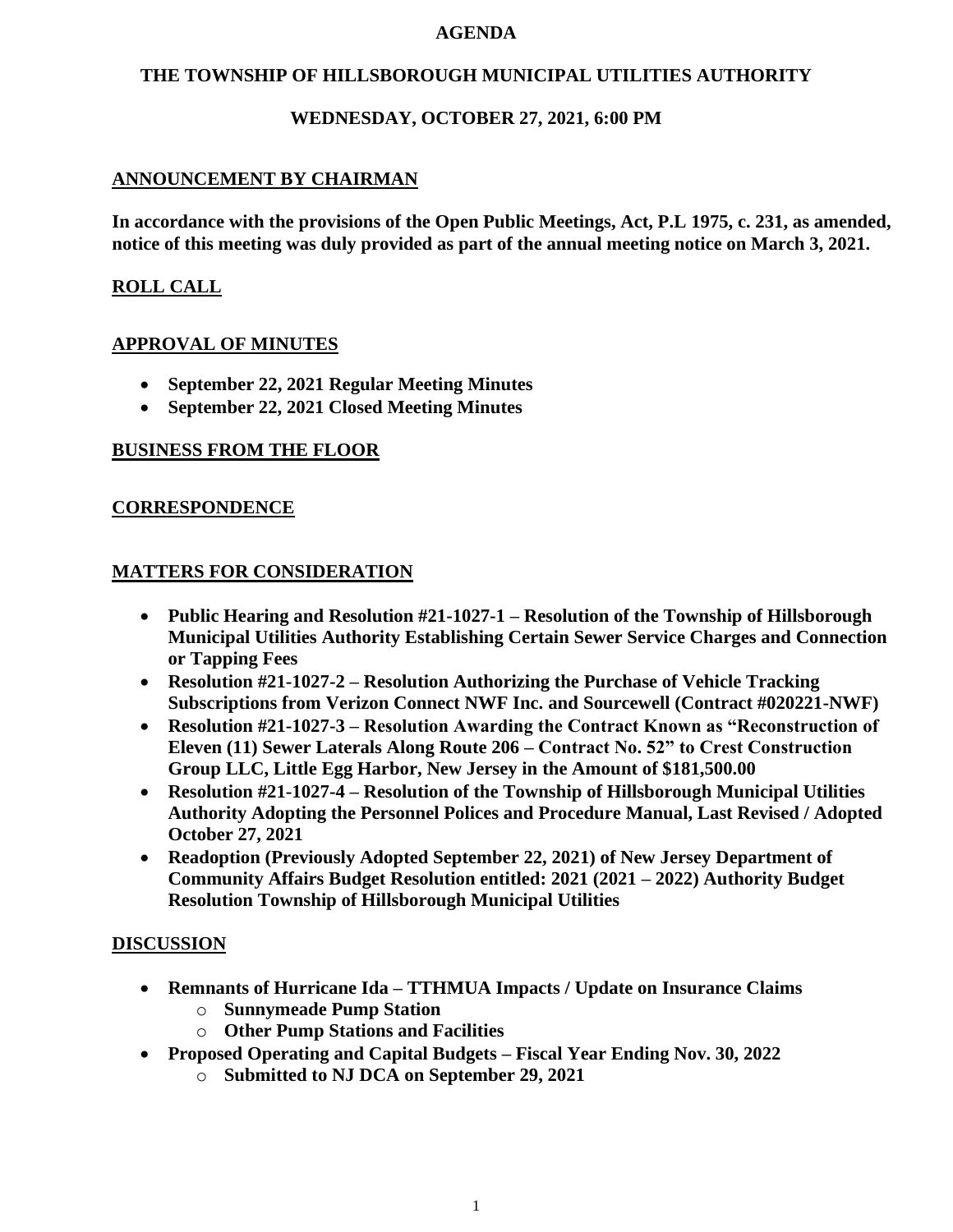# AGENDA

## THE TOWNSHIP OF HILLSBOROUGH MUNICIPAL UTILITIES AUTHORITY

## WEDNESDAY, OCTOBER 27, 2021, 6:00 PM

### ANNOUNCEMENT BY CHAIRMAN

**In accordance with the provisions of the Open Public Meetings, Act, P.L 1975, c. 231, as amended, notice of this meeting was duly provided as part of the annual meeting notice on March 3, 2021.**

### ROLL CALL

### APPROVAL OF MINUTES

- **September 22, 2021 Regular Meeting Minutes**
- **September 22, 2021 Closed Meeting Minutes**

### BUSINESS FROM THE FLOOR

### CORRESPONDENCE

### MATTERS FOR CONSIDERATION

- **Public Hearing and Resolution #21-1027-1 – Resolution of the Township of Hillsborough Municipal Utilities Authority Establishing Certain Sewer Service Charges and Connection or Tapping Fees**
- **Resolution #21-1027-2 – Resolution Authorizing the Purchase of Vehicle Tracking Subscriptions from Verizon Connect NWF Inc. and Sourcewell (Contract #020221-NWF)**
- **Resolution #21-1027-3 – Resolution Awarding the Contract Known as "Reconstruction of Eleven (11) Sewer Laterals Along Route 206 – Contract No. 52" to Crest Construction Group LLC, Little Egg Harbor, New Jersey in the Amount of $181,500.00**
- **Resolution #21-1027-4 – Resolution of the Township of Hillsborough Municipal Utilities Authority Adopting the Personnel Polices and Procedure Manual, Last Revised / Adopted October 27, 2021**
- **Readoption (Previously Adopted September 22, 2021) of New Jersey Department of Community Affairs Budget Resolution entitled: 2021 (2021 – 2022) Authority Budget Resolution Township of Hillsborough Municipal Utilities**

### DISCUSSION

- **Remnants of Hurricane Ida – TTHMUA Impacts / Update on Insurance Claims**
  - **Sunnymeade Pump Station**
  - **Other Pump Stations and Facilities**
- **Proposed Operating and Capital Budgets – Fiscal Year Ending Nov. 30, 2022**
  - **Submitted to NJ DCA on September 29, 2021**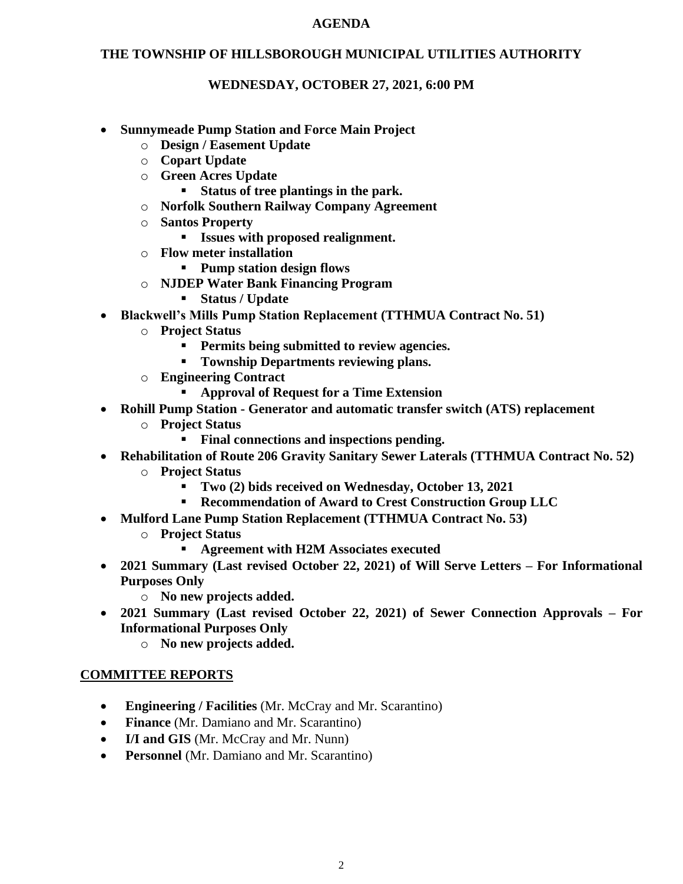# AGENDA

## THE TOWNSHIP OF HILLSBOROUGH MUNICIPAL UTILITIES AUTHORITY

### WEDNESDAY, OCTOBER 27, 2021, 6:00 PM

- **Sunnymeade Pump Station and Force Main Project**
  - **Design / Easement Update**
  - **Copart Update**
  - **Green Acres Update**
    - **Status of tree plantings in the park.**
  - **Norfolk Southern Railway Company Agreement**
  - **Santos Property**
    - **Issues with proposed realignment.**
  - **Flow meter installation**
    - **Pump station design flows**
  - **NJDEP Water Bank Financing Program**
    - **Status / Update**
- **Blackwell's Mills Pump Station Replacement (TTHMUA Contract No. 51)**
  - **Project Status**
    - **Permits being submitted to review agencies.**
    - **Township Departments reviewing plans.**
  - **Engineering Contract**
    - **Approval of Request for a Time Extension**
- **Rohill Pump Station - Generator and automatic transfer switch (ATS) replacement**
  - **Project Status**
    - **Final connections and inspections pending.**
- **Rehabilitation of Route 206 Gravity Sanitary Sewer Laterals (TTHMUA Contract No. 52)**
  - **Project Status**
    - **Two (2) bids received on Wednesday, October 13, 2021**
    - **Recommendation of Award to Crest Construction Group LLC**
- **Mulford Lane Pump Station Replacement (TTHMUA Contract No. 53)**
  - **Project Status**
    - **Agreement with H2M Associates executed**
- **2021 Summary (Last revised October 22, 2021) of Will Serve Letters – For Informational Purposes Only**
  - **No new projects added.**
- **2021 Summary (Last revised October 22, 2021) of Sewer Connection Approvals – For Informational Purposes Only**
  - **No new projects added.**

## COMMITTEE REPORTS

- **Engineering / Facilities** (Mr. McCray and Mr. Scarantino)
- **Finance** (Mr. Damiano and Mr. Scarantino)
- **I/I and GIS** (Mr. McCray and Mr. Nunn)
- **Personnel** (Mr. Damiano and Mr. Scarantino)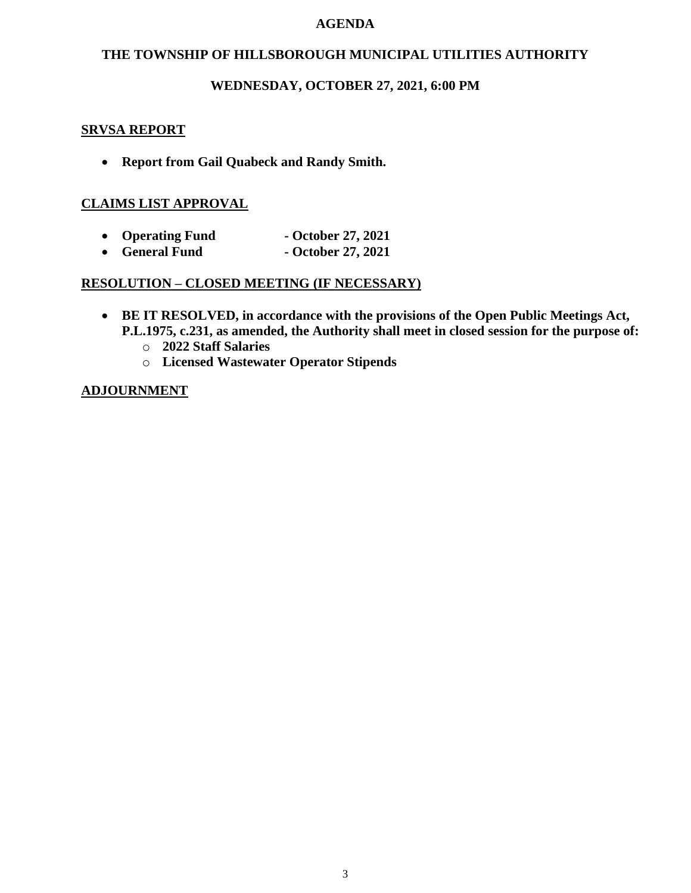**AGENDA**

**THE TOWNSHIP OF HILLSBOROUGH MUNICIPAL UTILITIES AUTHORITY**

**WEDNESDAY, OCTOBER 27, 2021, 6:00 PM**

## SRVSA REPORT

- **Report from Gail Quabeck and Randy Smith.**

## CLAIMS LIST APPROVAL

- **Operating Fund - October 27, 2021**
- **General Fund - October 27, 2021**

## RESOLUTION – CLOSED MEETING (IF NECESSARY)

- **BE IT RESOLVED, in accordance with the provisions of the Open Public Meetings Act, P.L.1975, c.231, as amended, the Authority shall meet in closed session for the purpose of:**
  - **2022 Staff Salaries**
  - **Licensed Wastewater Operator Stipends**

## ADJOURNMENT